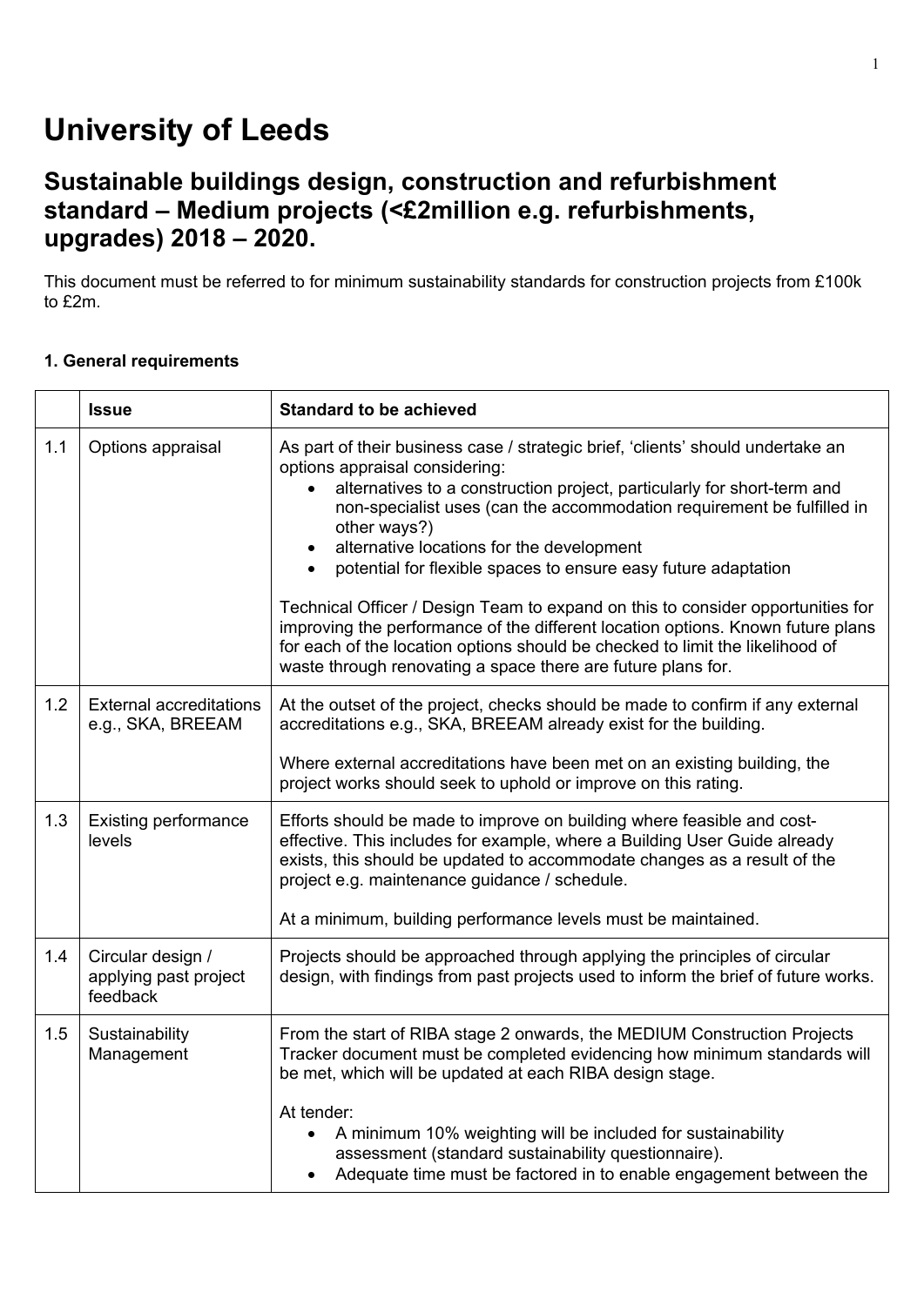# University of Leeds

## Sustainable buildings design, construction and refurbishment standard – Medium projects (<£2million e.g. refurbishments, upgrades) 2018 – 2020.

This document must be referred to for minimum sustainability standards for construction projects from £100k to £2m.

**1. General requirements**

| | **Issue** | **Standard to be achieved** |
|---|---|---|
| 1.1 | Options appraisal | As part of their business case / strategic brief, 'clients' should undertake an options appraisal considering:<br>• alternatives to a construction project, particularly for short-term and non-specialist uses (can the accommodation requirement be fulfilled in other ways?)<br>• alternative locations for the development<br>• potential for flexible spaces to ensure easy future adaptation<br><br>Technical Officer / Design Team to expand on this to consider opportunities for improving the performance of the different location options. Known future plans for each of the location options should be checked to limit the likelihood of waste through renovating a space there are future plans for. |
| 1.2 | External accreditations e.g., SKA, BREEAM | At the outset of the project, checks should be made to confirm if any external accreditations e.g., SKA, BREEAM already exist for the building.<br><br>Where external accreditations have been met on an existing building, the project works should seek to uphold or improve on this rating. |
| 1.3 | Existing performance levels | Efforts should be made to improve on building where feasible and cost-effective. This includes for example, where a Building User Guide already exists, this should be updated to accommodate changes as a result of the project e.g. maintenance guidance / schedule.<br><br>At a minimum, building performance levels must be maintained. |
| 1.4 | Circular design / applying past project feedback | Projects should be approached through applying the principles of circular design, with findings from past projects used to inform the brief of future works. |
| 1.5 | Sustainability Management | From the start of RIBA stage 2 onwards, the MEDIUM Construction Projects Tracker document must be completed evidencing how minimum standards will be met, which will be updated at each RIBA design stage.<br><br>At tender:<br>• A minimum 10% weighting will be included for sustainability assessment (standard sustainability questionnaire).<br>• Adequate time must be factored in to enable engagement between the |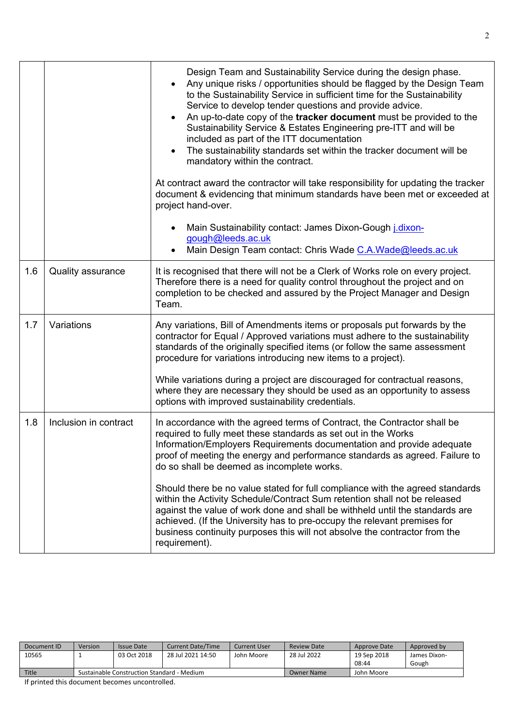| | | |
|---|---|---|
| | | Design Team and Sustainability Service during the design phase.<br>• Any unique risks / opportunities should be flagged by the Design Team to the Sustainability Service in sufficient time for the Sustainability Service to develop tender questions and provide advice.<br>• An up-to-date copy of the **tracker document** must be provided to the Sustainability Service & Estates Engineering pre-ITT and will be included as part of the ITT documentation<br>• The sustainability standards set within the tracker document will be mandatory within the contract.<br><br>At contract award the contractor will take responsibility for updating the tracker document & evidencing that minimum standards have been met or exceeded at project hand-over.<br><br>• Main Sustainability contact: James Dixon-Gough j.dixon-gough@leeds.ac.uk<br>• Main Design Team contact: Chris Wade C.A.Wade@leeds.ac.uk |
| 1.6 | Quality assurance | It is recognised that there will not be a Clerk of Works role on every project. Therefore there is a need for quality control throughout the project and on completion to be checked and assured by the Project Manager and Design Team. |
| 1.7 | Variations | Any variations, Bill of Amendments items or proposals put forwards by the contractor for Equal / Approved variations must adhere to the sustainability standards of the originally specified items (or follow the same assessment procedure for variations introducing new items to a project).<br><br>While variations during a project are discouraged for contractual reasons, where they are necessary they should be used as an opportunity to assess options with improved sustainability credentials. |
| 1.8 | Inclusion in contract | In accordance with the agreed terms of Contract, the Contractor shall be required to fully meet these standards as set out in the Works Information/Employers Requirements documentation and provide adequate proof of meeting the energy and performance standards as agreed. Failure to do so shall be deemed as incomplete works.<br><br>Should there be no value stated for full compliance with the agreed standards within the Activity Schedule/Contract Sum retention shall not be released against the value of work done and shall be withheld until the standards are achieved. (If the University has to pre-occupy the relevant premises for business continuity purposes this will not absolve the contractor from the requirement). |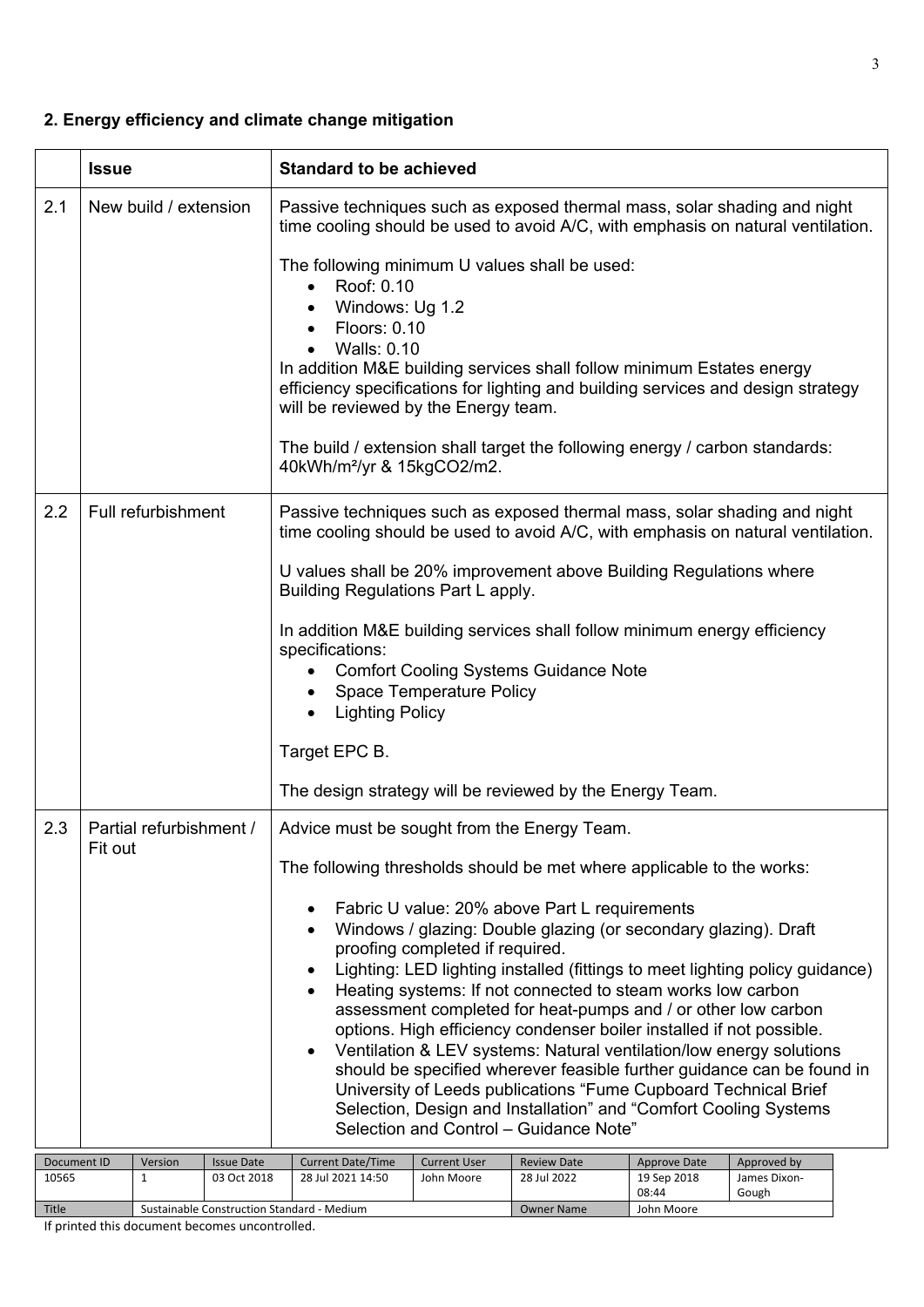## 2. Energy efficiency and climate change mitigation

| | Issue | Standard to be achieved |
|---|---|---|
| 2.1 | New build / extension | Passive techniques such as exposed thermal mass, solar shading and night time cooling should be used to avoid A/C, with emphasis on natural ventilation.<br><br>The following minimum U values shall be used:<br>• Roof: 0.10<br>• Windows: Ug 1.2<br>• Floors: 0.10<br>• Walls: 0.10<br>In addition M&E building services shall follow minimum Estates energy efficiency specifications for lighting and building services and design strategy will be reviewed by the Energy team.<br><br>The build / extension shall target the following energy / carbon standards: 40kWh/m²/yr & 15kgCO2/m2. |
| 2.2 | Full refurbishment | Passive techniques such as exposed thermal mass, solar shading and night time cooling should be used to avoid A/C, with emphasis on natural ventilation.<br><br>U values shall be 20% improvement above Building Regulations where Building Regulations Part L apply.<br><br>In addition M&E building services shall follow minimum energy efficiency specifications:<br>• Comfort Cooling Systems Guidance Note<br>• Space Temperature Policy<br>• Lighting Policy<br><br>Target EPC B.<br><br>The design strategy will be reviewed by the Energy Team. |
| 2.3 | Partial refurbishment / Fit out | Advice must be sought from the Energy Team.<br><br>The following thresholds should be met where applicable to the works:<br><br>• Fabric U value: 20% above Part L requirements<br>• Windows / glazing: Double glazing (or secondary glazing). Draft proofing completed if required.<br>• Lighting: LED lighting installed (fittings to meet lighting policy guidance)<br>• Heating systems: If not connected to steam works low carbon assessment completed for heat-pumps and / or other low carbon options. High efficiency condenser boiler installed if not possible.<br>• Ventilation & LEV systems: Natural ventilation/low energy solutions should be specified wherever feasible further guidance can be found in University of Leeds publications "Fume Cupboard Technical Brief Selection, Design and Installation" and "Comfort Cooling Systems Selection and Control – Guidance Note" |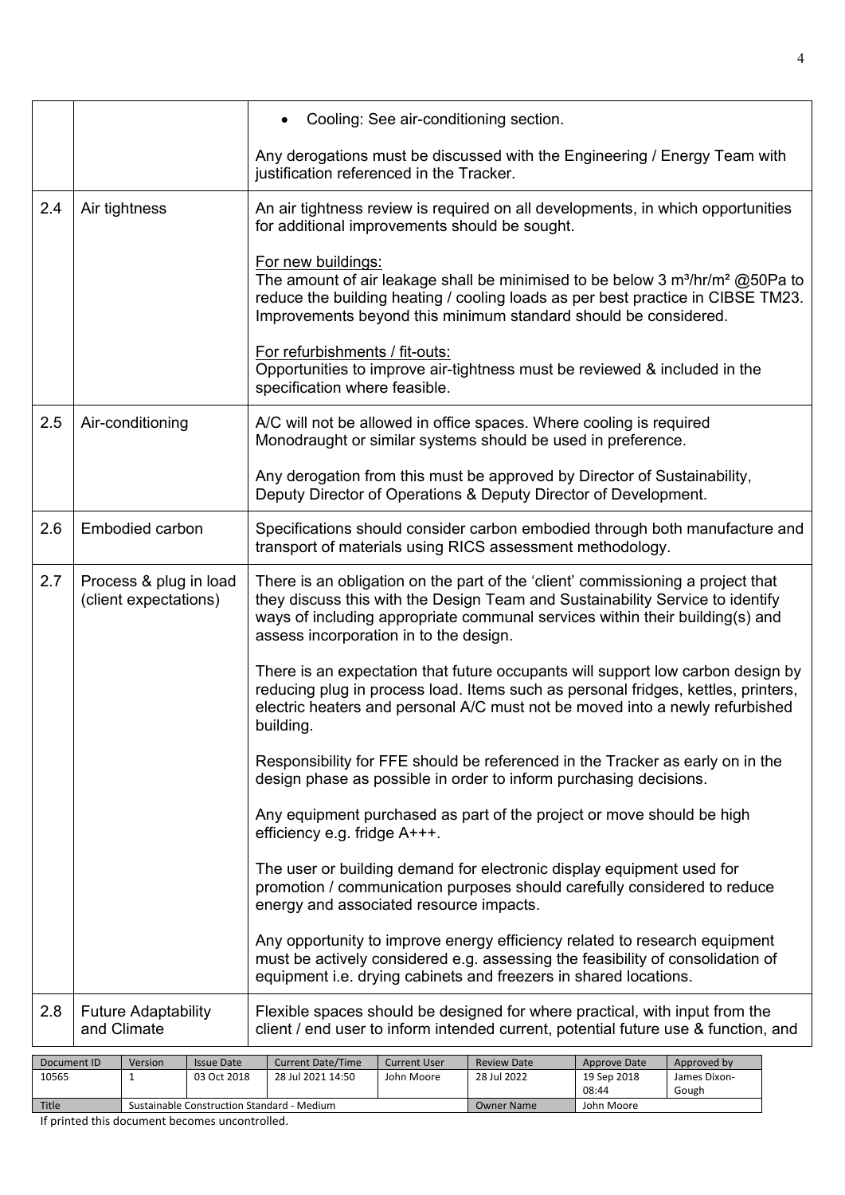| | | |
|---|---|---|
| | | • Cooling: See air-conditioning section.<br><br>Any derogations must be discussed with the Engineering / Energy Team with justification referenced in the Tracker. |
| 2.4 | Air tightness | An air tightness review is required on all developments, in which opportunities for additional improvements should be sought.<br><br><u>For new buildings:</u><br>The amount of air leakage shall be minimised to be below 3 $m^3/hr/m^2$ @50Pa to reduce the building heating / cooling loads as per best practice in CIBSE TM23. Improvements beyond this minimum standard should be considered.<br><br><u>For refurbishments / fit-outs:</u><br>Opportunities to improve air-tightness must be reviewed & included in the specification where feasible. |
| 2.5 | Air-conditioning | A/C will not be allowed in office spaces. Where cooling is required Monodraught or similar systems should be used in preference.<br><br>Any derogation from this must be approved by Director of Sustainability, Deputy Director of Operations & Deputy Director of Development. |
| 2.6 | Embodied carbon | Specifications should consider carbon embodied through both manufacture and transport of materials using RICS assessment methodology. |
| 2.7 | Process & plug in load (client expectations) | There is an obligation on the part of the 'client' commissioning a project that they discuss this with the Design Team and Sustainability Service to identify ways of including appropriate communal services within their building(s) and assess incorporation in to the design.<br><br>There is an expectation that future occupants will support low carbon design by reducing plug in process load. Items such as personal fridges, kettles, printers, electric heaters and personal A/C must not be moved into a newly refurbished building.<br><br>Responsibility for FFE should be referenced in the Tracker as early on in the design phase as possible in order to inform purchasing decisions.<br><br>Any equipment purchased as part of the project or move should be high efficiency e.g. fridge A+++.<br><br>The user or building demand for electronic display equipment used for promotion / communication purposes should carefully considered to reduce energy and associated resource impacts.<br><br>Any opportunity to improve energy efficiency related to research equipment must be actively considered e.g. assessing the feasibility of consolidation of equipment i.e. drying cabinets and freezers in shared locations. |
| 2.8 | Future Adaptability and Climate | Flexible spaces should be designed for where practical, with input from the client / end user to inform intended current, potential future use & function, and |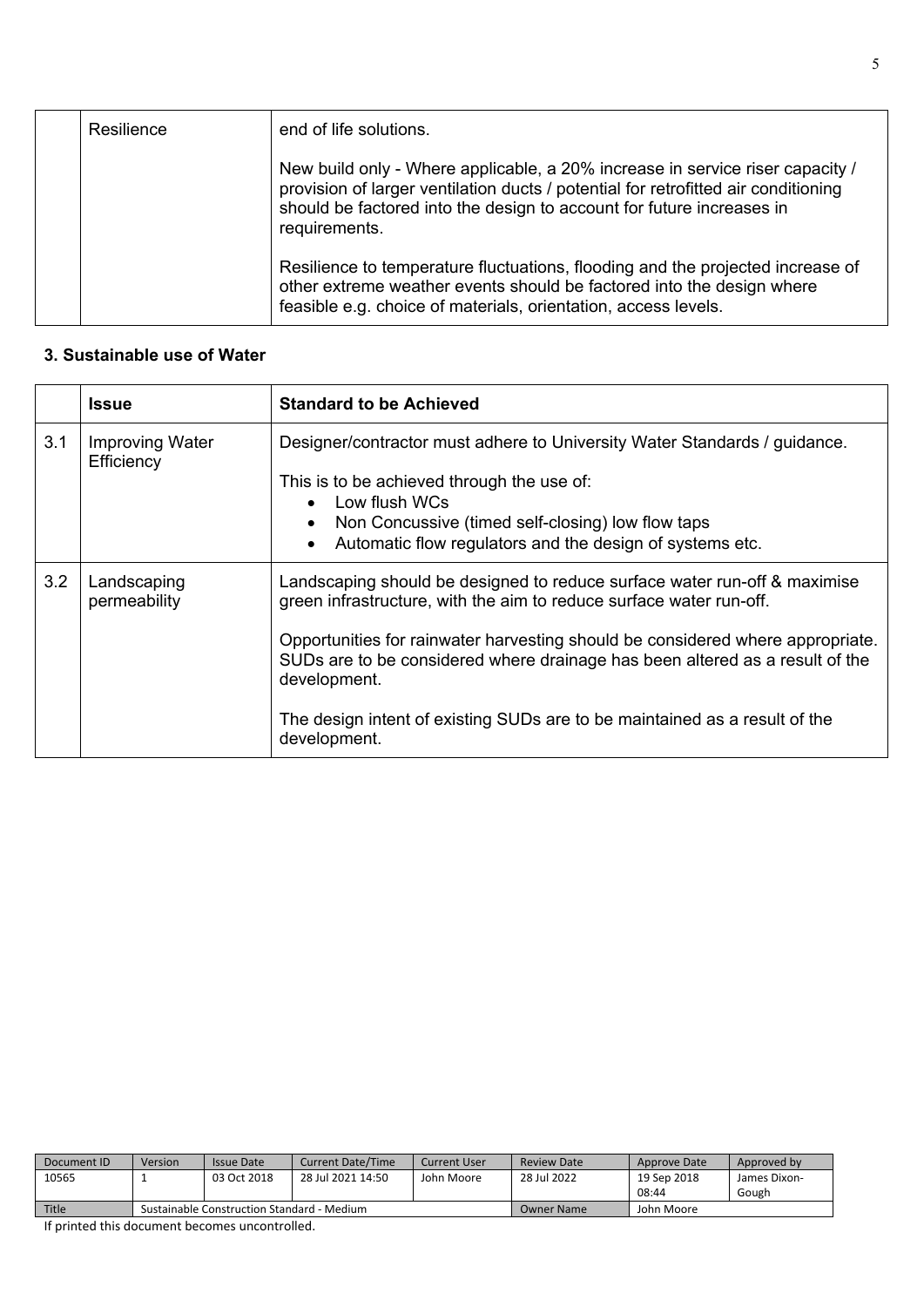| | | |
|---|---|---|
| | Resilience | end of life solutions.<br><br>New build only - Where applicable, a 20% increase in service riser capacity / provision of larger ventilation ducts / potential for retrofitted air conditioning should be factored into the design to account for future increases in requirements.<br><br>Resilience to temperature fluctuations, flooding and the projected increase of other extreme weather events should be factored into the design where feasible e.g. choice of materials, orientation, access levels. |

### 3. Sustainable use of Water

| | **Issue** | **Standard to be Achieved** |
|---|---|---|
| 3.1 | Improving Water Efficiency | Designer/contractor must adhere to University Water Standards / guidance.<br><br>This is to be achieved through the use of:<br>• Low flush WCs<br>• Non Concussive (timed self-closing) low flow taps<br>• Automatic flow regulators and the design of systems etc. |
| 3.2 | Landscaping permeability | Landscaping should be designed to reduce surface water run-off & maximise green infrastructure, with the aim to reduce surface water run-off.<br><br>Opportunities for rainwater harvesting should be considered where appropriate. SUDs are to be considered where drainage has been altered as a result of the development.<br><br>The design intent of existing SUDs are to be maintained as a result of the development. |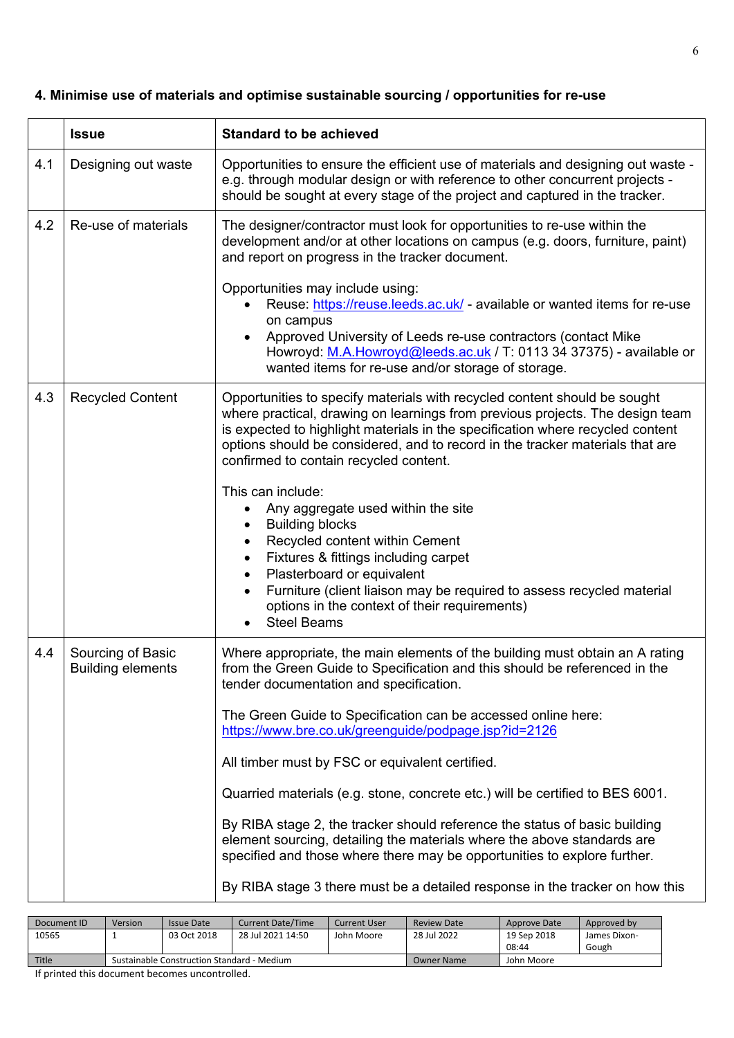## 4. Minimise use of materials and optimise sustainable sourcing / opportunities for re-use

| | Issue | Standard to be achieved |
|---|---|---|
| 4.1 | Designing out waste | Opportunities to ensure the efficient use of materials and designing out waste - e.g. through modular design or with reference to other concurrent projects - should be sought at every stage of the project and captured in the tracker. |
| 4.2 | Re-use of materials | The designer/contractor must look for opportunities to re-use within the development and/or at other locations on campus (e.g. doors, furniture, paint) and report on progress in the tracker document.<br><br>Opportunities may include using:<br>• Reuse: https://reuse.leeds.ac.uk/ - available or wanted items for re-use on campus<br>• Approved University of Leeds re-use contractors (contact Mike Howroyd: M.A.Howroyd@leeds.ac.uk / T: 0113 34 37375) - available or wanted items for re-use and/or storage of storage. |
| 4.3 | Recycled Content | Opportunities to specify materials with recycled content should be sought where practical, drawing on learnings from previous projects. The design team is expected to highlight materials in the specification where recycled content options should be considered, and to record in the tracker materials that are confirmed to contain recycled content.<br><br>This can include:<br>• Any aggregate used within the site<br>• Building blocks<br>• Recycled content within Cement<br>• Fixtures & fittings including carpet<br>• Plasterboard or equivalent<br>• Furniture (client liaison may be required to assess recycled material options in the context of their requirements)<br>• Steel Beams |
| 4.4 | Sourcing of Basic Building elements | Where appropriate, the main elements of the building must obtain an A rating from the Green Guide to Specification and this should be referenced in the tender documentation and specification.<br><br>The Green Guide to Specification can be accessed online here: https://www.bre.co.uk/greenguide/podpage.jsp?id=2126<br><br>All timber must by FSC or equivalent certified.<br><br>Quarried materials (e.g. stone, concrete etc.) will be certified to BES 6001.<br><br>By RIBA stage 2, the tracker should reference the status of basic building element sourcing, detailing the materials where the above standards are specified and those where there may be opportunities to explore further.<br><br>By RIBA stage 3 there must be a detailed response in the tracker on how this |

| Document ID | Version | Issue Date | Current Date/Time | Current User | Review Date | Approve Date | Approved by |
|---|---|---|---|---|---|---|---|
| 10565 | 1 | 03 Oct 2018 | 28 Jul 2021 14:50 | John Moore | 28 Jul 2022 | 19 Sep 2018 08:44 | James Dixon-Gough |
| Title | Sustainable Construction Standard - Medium | | | | Owner Name | John Moore | |

If printed this document becomes uncontrolled.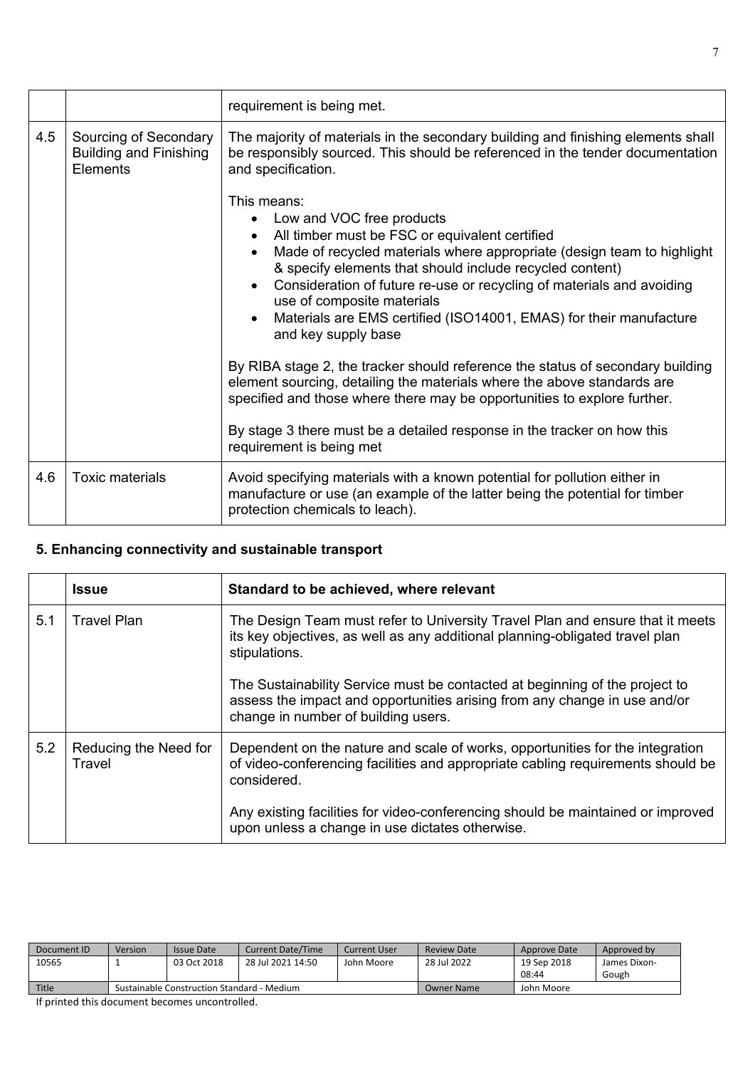|  |  |  |
|---|---|---|
|  |  | requirement is being met. |
| 4.5 | Sourcing of Secondary Building and Finishing Elements | The majority of materials in the secondary building and finishing elements shall be responsibly sourced. This should be referenced in the tender documentation and specification.<br><br>This means:<br>• Low and VOC free products<br>• All timber must be FSC or equivalent certified<br>• Made of recycled materials where appropriate (design team to highlight & specify elements that should include recycled content)<br>• Consideration of future re-use or recycling of materials and avoiding use of composite materials<br>• Materials are EMS certified (ISO14001, EMAS) for their manufacture and key supply base<br><br>By RIBA stage 2, the tracker should reference the status of secondary building element sourcing, detailing the materials where the above standards are specified and those where there may be opportunities to explore further.<br><br>By stage 3 there must be a detailed response in the tracker on how this requirement is being met |
| 4.6 | Toxic materials | Avoid specifying materials with a known potential for pollution either in manufacture or use (an example of the latter being the potential for timber protection chemicals to leach). |

## 5. Enhancing connectivity and sustainable transport

|  | Issue | Standard to be achieved, where relevant |
|---|---|---|
| 5.1 | Travel Plan | The Design Team must refer to University Travel Plan and ensure that it meets its key objectives, as well as any additional planning-obligated travel plan stipulations.<br><br>The Sustainability Service must be contacted at beginning of the project to assess the impact and opportunities arising from any change in use and/or change in number of building users. |
| 5.2 | Reducing the Need for Travel | Dependent on the nature and scale of works, opportunities for the integration of video-conferencing facilities and appropriate cabling requirements should be considered.<br><br>Any existing facilities for video-conferencing should be maintained or improved upon unless a change in use dictates otherwise. |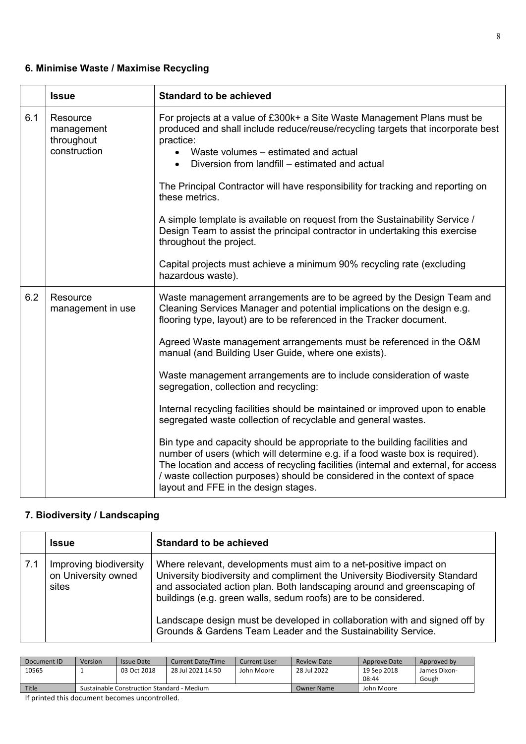### 6. Minimise Waste / Maximise Recycling

| | Issue | Standard to be achieved |
|---|---|---|
| 6.1 | Resource management throughout construction | For projects at a value of £300k+ a Site Waste Management Plans must be produced and shall include reduce/reuse/recycling targets that incorporate best practice:<br>• Waste volumes – estimated and actual<br>• Diversion from landfill – estimated and actual<br><br>The Principal Contractor will have responsibility for tracking and reporting on these metrics.<br><br>A simple template is available on request from the Sustainability Service / Design Team to assist the principal contractor in undertaking this exercise throughout the project.<br><br>Capital projects must achieve a minimum 90% recycling rate (excluding hazardous waste). |
| 6.2 | Resource management in use | Waste management arrangements are to be agreed by the Design Team and Cleaning Services Manager and potential implications on the design e.g. flooring type, layout) are to be referenced in the Tracker document.<br><br>Agreed Waste management arrangements must be referenced in the O&M manual (and Building User Guide, where one exists).<br><br>Waste management arrangements are to include consideration of waste segregation, collection and recycling:<br><br>Internal recycling facilities should be maintained or improved upon to enable segregated waste collection of recyclable and general wastes.<br><br>Bin type and capacity should be appropriate to the building facilities and number of users (which will determine e.g. if a food waste box is required). The location and access of recycling facilities (internal and external, for access / waste collection purposes) should be considered in the context of space layout and FFE in the design stages. |

### 7. Biodiversity / Landscaping

| | Issue | Standard to be achieved |
|---|---|---|
| 7.1 | Improving biodiversity on University owned sites | Where relevant, developments must aim to a net-positive impact on University biodiversity and compliment the University Biodiversity Standard and associated action plan. Both landscaping around and greenscaping of buildings (e.g. green walls, sedum roofs) are to be considered.<br><br>Landscape design must be developed in collaboration with and signed off by Grounds & Gardens Team Leader and the Sustainability Service. |

| Document ID | Version | Issue Date | Current Date/Time | Current User | Review Date | Approve Date | Approved by |
|---|---|---|---|---|---|---|---|
| 10565 | 1 | 03 Oct 2018 | 28 Jul 2021 14:50 | John Moore | 28 Jul 2022 | 19 Sep 2018 08:44 | James Dixon-Gough |
| Title | Sustainable Construction Standard - Medium | | | | Owner Name | John Moore | |

If printed this document becomes uncontrolled.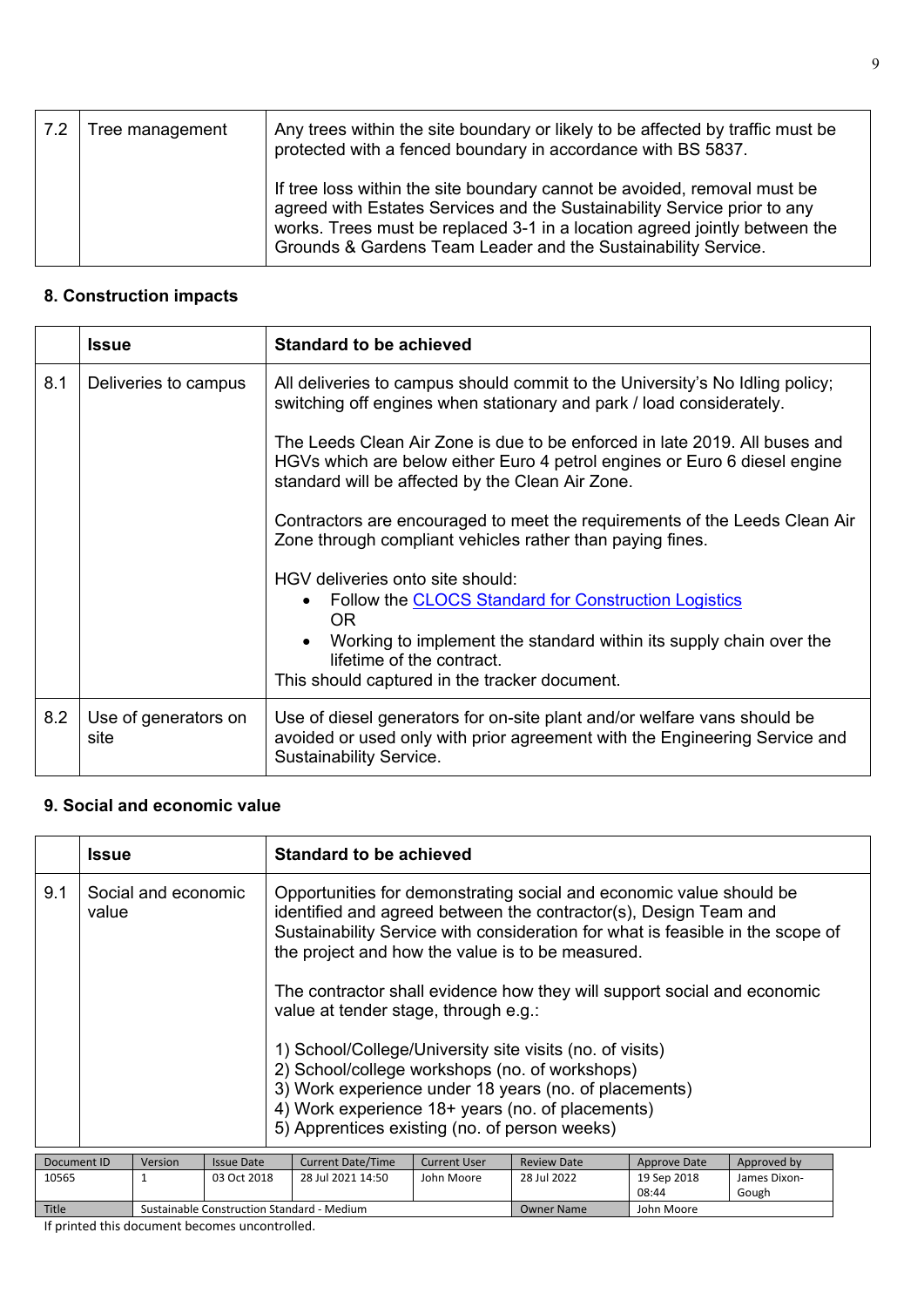| | | |
|---|---|---|
| 7.2 | Tree management | Any trees within the site boundary or likely to be affected by traffic must be protected with a fenced boundary in accordance with BS 5837.<br><br>If tree loss within the site boundary cannot be avoided, removal must be agreed with Estates Services and the Sustainability Service prior to any works. Trees must be replaced 3-1 in a location agreed jointly between the Grounds & Gardens Team Leader and the Sustainability Service. |

**8. Construction impacts**

| | Issue | Standard to be achieved |
|---|---|---|
| 8.1 | Deliveries to campus | All deliveries to campus should commit to the University's No Idling policy; switching off engines when stationary and park / load considerately.<br><br>The Leeds Clean Air Zone is due to be enforced in late 2019. All buses and HGVs which are below either Euro 4 petrol engines or Euro 6 diesel engine standard will be affected by the Clean Air Zone.<br><br>Contractors are encouraged to meet the requirements of the Leeds Clean Air Zone through compliant vehicles rather than paying fines.<br><br>HGV deliveries onto site should:<br>• Follow the CLOCS Standard for Construction Logistics<br>OR<br>• Working to implement the standard within its supply chain over the lifetime of the contract.<br>This should captured in the tracker document. |
| 8.2 | Use of generators on site | Use of diesel generators for on-site plant and/or welfare vans should be avoided or used only with prior agreement with the Engineering Service and Sustainability Service. |

**9. Social and economic value**

| | Issue | Standard to be achieved |
|---|---|---|
| 9.1 | Social and economic value | Opportunities for demonstrating social and economic value should be identified and agreed between the contractor(s), Design Team and Sustainability Service with consideration for what is feasible in the scope of the project and how the value is to be measured.<br><br>The contractor shall evidence how they will support social and economic value at tender stage, through e.g.:<br><br>1) School/College/University site visits (no. of visits)<br>2) School/college workshops (no. of workshops)<br>3) Work experience under 18 years (no. of placements)<br>4) Work experience 18+ years (no. of placements)<br>5) Apprentices existing (no. of person weeks) |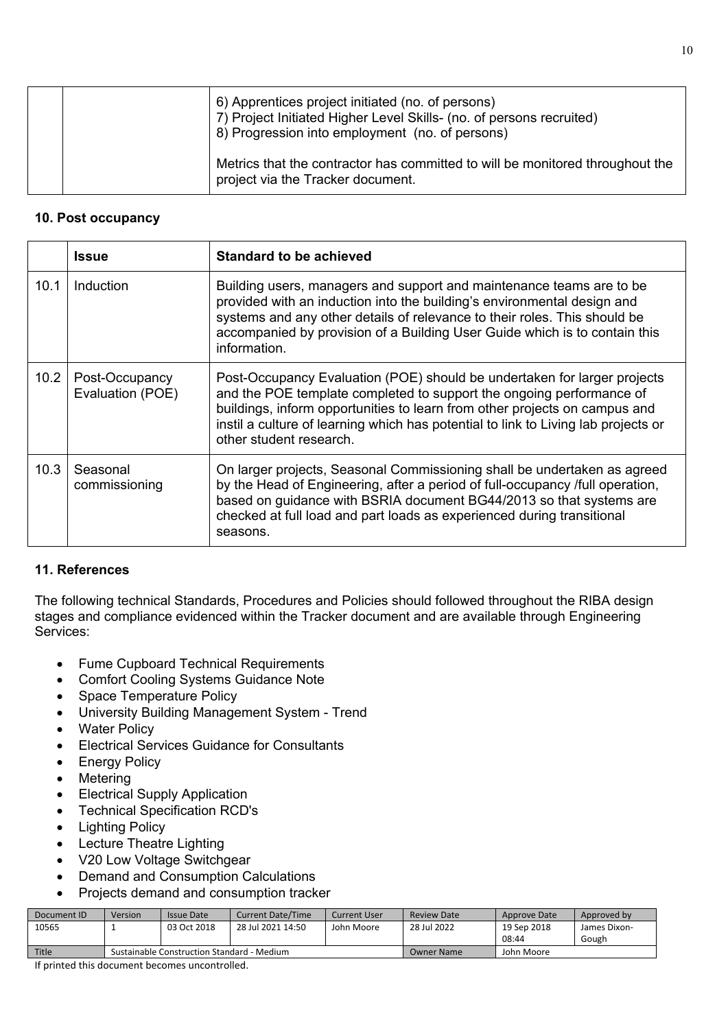| | | 6) Apprentices project initiated (no. of persons)<br>7) Project Initiated Higher Level Skills- (no. of persons recruited)<br>8) Progression into employment (no. of persons)<br><br>Metrics that the contractor has committed to will be monitored throughout the project via the Tracker document. |
|---|---|---|

## 10. Post occupancy

| | Issue | Standard to be achieved |
|---|---|---|
| 10.1 | Induction | Building users, managers and support and maintenance teams are to be provided with an induction into the building's environmental design and systems and any other details of relevance to their roles. This should be accompanied by provision of a Building User Guide which is to contain this information. |
| 10.2 | Post-Occupancy Evaluation (POE) | Post-Occupancy Evaluation (POE) should be undertaken for larger projects and the POE template completed to support the ongoing performance of buildings, inform opportunities to learn from other projects on campus and instil a culture of learning which has potential to link to Living lab projects or other student research. |
| 10.3 | Seasonal commissioning | On larger projects, Seasonal Commissioning shall be undertaken as agreed by the Head of Engineering, after a period of full-occupancy /full operation, based on guidance with BSRIA document BG44/2013 so that systems are checked at full load and part loads as experienced during transitional seasons. |

## 11. References

The following technical Standards, Procedures and Policies should followed throughout the RIBA design stages and compliance evidenced within the Tracker document and are available through Engineering Services:

- Fume Cupboard Technical Requirements
- Comfort Cooling Systems Guidance Note
- Space Temperature Policy
- University Building Management System - Trend
- Water Policy
- Electrical Services Guidance for Consultants
- Energy Policy
- Metering
- Electrical Supply Application
- Technical Specification RCD's
- Lighting Policy
- Lecture Theatre Lighting
- V20 Low Voltage Switchgear
- Demand and Consumption Calculations
- Projects demand and consumption tracker

| Document ID | Version | Issue Date | Current Date/Time | Current User | Review Date | Approve Date | Approved by |
|---|---|---|---|---|---|---|---|
| 10565 | 1 | 03 Oct 2018 | 28 Jul 2021 14:50 | John Moore | 28 Jul 2022 | 19 Sep 2018 08:44 | James Dixon-Gough |
| Title | Sustainable Construction Standard - Medium | | | | Owner Name | John Moore | |

If printed this document becomes uncontrolled.